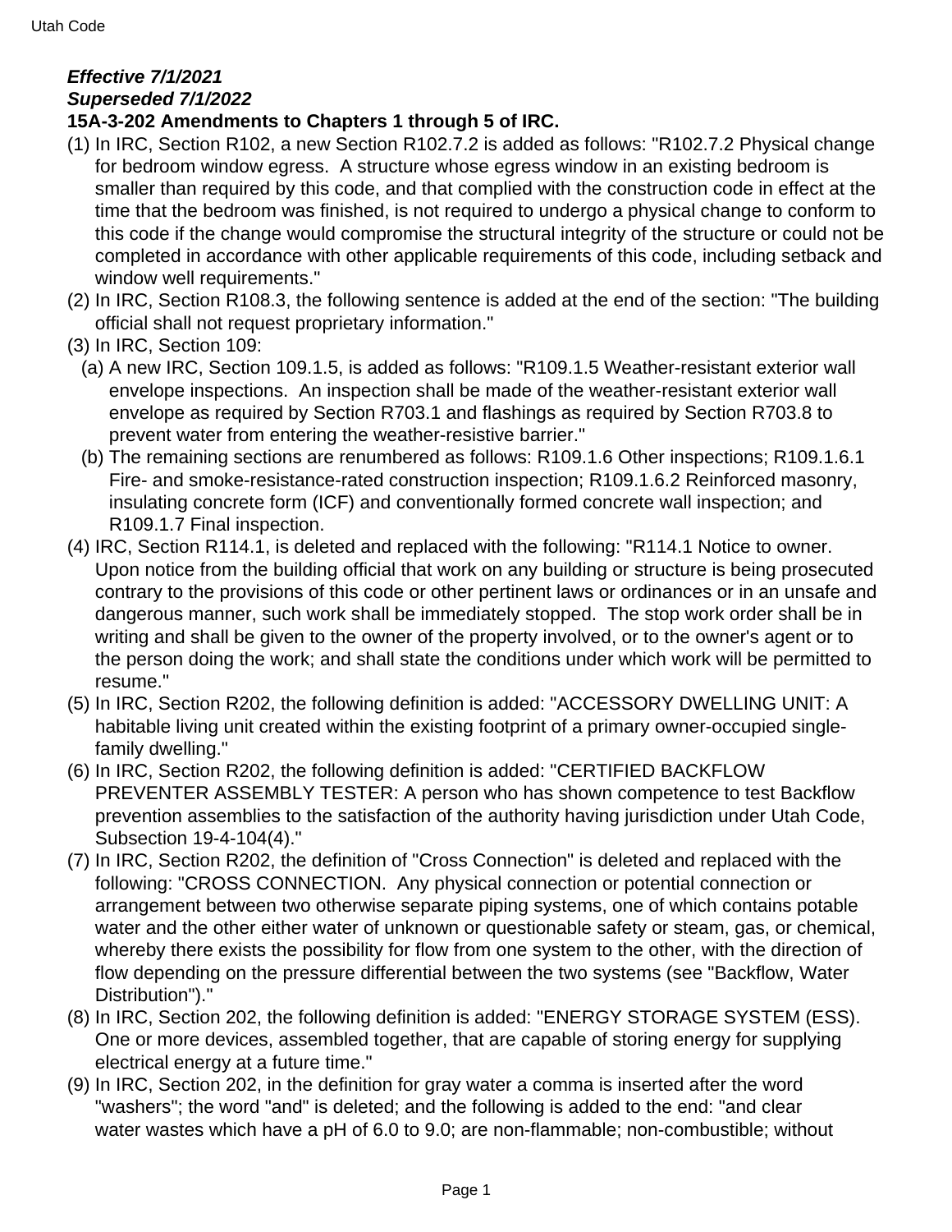***Effective 7/1/2021***
***Superseded 7/1/2022***

**15A-3-202 Amendments to Chapters 1 through 5 of IRC.**

(1) In IRC, Section R102, a new Section R102.7.2 is added as follows: "R102.7.2 Physical change for bedroom window egress. A structure whose egress window in an existing bedroom is smaller than required by this code, and that complied with the construction code in effect at the time that the bedroom was finished, is not required to undergo a physical change to conform to this code if the change would compromise the structural integrity of the structure or could not be completed in accordance with other applicable requirements of this code, including setback and window well requirements."

(2) In IRC, Section R108.3, the following sentence is added at the end of the section: "The building official shall not request proprietary information."

(3) In IRC, Section 109:

  (a) A new IRC, Section 109.1.5, is added as follows: "R109.1.5 Weather-resistant exterior wall envelope inspections. An inspection shall be made of the weather-resistant exterior wall envelope as required by Section R703.1 and flashings as required by Section R703.8 to prevent water from entering the weather-resistive barrier."

  (b) The remaining sections are renumbered as follows: R109.1.6 Other inspections; R109.1.6.1 Fire- and smoke-resistance-rated construction inspection; R109.1.6.2 Reinforced masonry, insulating concrete form (ICF) and conventionally formed concrete wall inspection; and R109.1.7 Final inspection.

(4) IRC, Section R114.1, is deleted and replaced with the following: "R114.1 Notice to owner. Upon notice from the building official that work on any building or structure is being prosecuted contrary to the provisions of this code or other pertinent laws or ordinances or in an unsafe and dangerous manner, such work shall be immediately stopped. The stop work order shall be in writing and shall be given to the owner of the property involved, or to the owner's agent or to the person doing the work; and shall state the conditions under which work will be permitted to resume."

(5) In IRC, Section R202, the following definition is added: "ACCESSORY DWELLING UNIT: A habitable living unit created within the existing footprint of a primary owner-occupied single-family dwelling."

(6) In IRC, Section R202, the following definition is added: "CERTIFIED BACKFLOW PREVENTER ASSEMBLY TESTER: A person who has shown competence to test Backflow prevention assemblies to the satisfaction of the authority having jurisdiction under Utah Code, Subsection 19-4-104(4)."

(7) In IRC, Section R202, the definition of "Cross Connection" is deleted and replaced with the following: "CROSS CONNECTION. Any physical connection or potential connection or arrangement between two otherwise separate piping systems, one of which contains potable water and the other either water of unknown or questionable safety or steam, gas, or chemical, whereby there exists the possibility for flow from one system to the other, with the direction of flow depending on the pressure differential between the two systems (see "Backflow, Water Distribution")."

(8) In IRC, Section 202, the following definition is added: "ENERGY STORAGE SYSTEM (ESS). One or more devices, assembled together, that are capable of storing energy for supplying electrical energy at a future time."

(9) In IRC, Section 202, in the definition for gray water a comma is inserted after the word "washers"; the word "and" is deleted; and the following is added to the end: "and clear water wastes which have a pH of 6.0 to 9.0; are non-flammable; non-combustible; without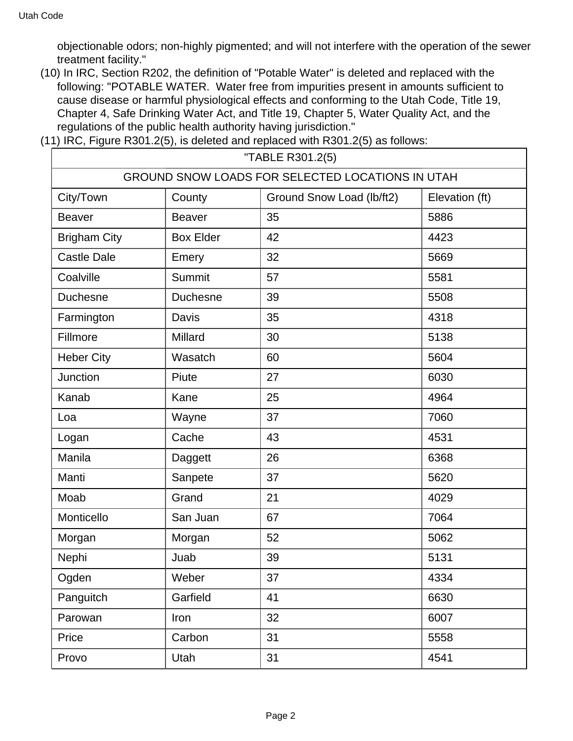objectionable odors; non-highly pigmented; and will not interfere with the operation of the sewer treatment facility."

(10) In IRC, Section R202, the definition of "Potable Water" is deleted and replaced with the following: "POTABLE WATER. Water free from impurities present in amounts sufficient to cause disease or harmful physiological effects and conforming to the Utah Code, Title 19, Chapter 4, Safe Drinking Water Act, and Title 19, Chapter 5, Water Quality Act, and the regulations of the public health authority having jurisdiction."

(11) IRC, Figure R301.2(5), is deleted and replaced with R301.2(5) as follows:

| "TABLE R301.2(5) | | | |
|---|---|---|---|
| GROUND SNOW LOADS FOR SELECTED LOCATIONS IN UTAH | | | |
| City/Town | County | Ground Snow Load (lb/ft2) | Elevation (ft) |
| Beaver | Beaver | 35 | 5886 |
| Brigham City | Box Elder | 42 | 4423 |
| Castle Dale | Emery | 32 | 5669 |
| Coalville | Summit | 57 | 5581 |
| Duchesne | Duchesne | 39 | 5508 |
| Farmington | Davis | 35 | 4318 |
| Fillmore | Millard | 30 | 5138 |
| Heber City | Wasatch | 60 | 5604 |
| Junction | Piute | 27 | 6030 |
| Kanab | Kane | 25 | 4964 |
| Loa | Wayne | 37 | 7060 |
| Logan | Cache | 43 | 4531 |
| Manila | Daggett | 26 | 6368 |
| Manti | Sanpete | 37 | 5620 |
| Moab | Grand | 21 | 4029 |
| Monticello | San Juan | 67 | 7064 |
| Morgan | Morgan | 52 | 5062 |
| Nephi | Juab | 39 | 5131 |
| Ogden | Weber | 37 | 4334 |
| Panguitch | Garfield | 41 | 6630 |
| Parowan | Iron | 32 | 6007 |
| Price | Carbon | 31 | 5558 |
| Provo | Utah | 31 | 4541 |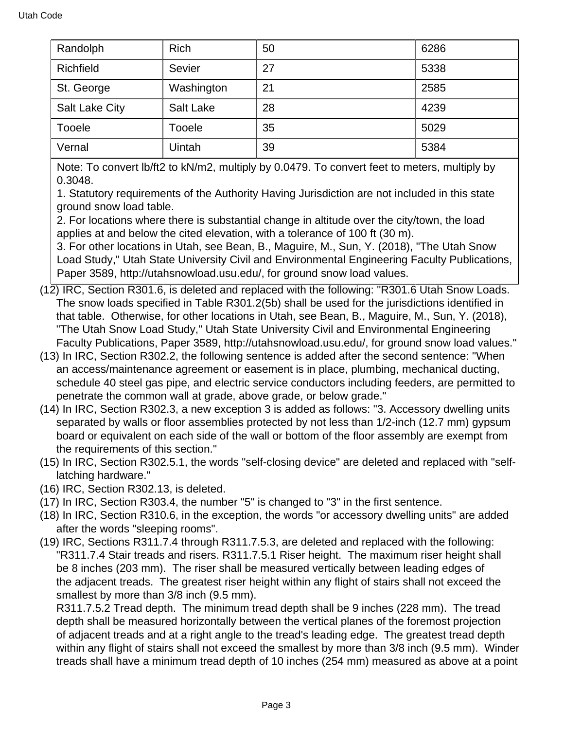| Randolph | Rich | 50 | 6286 |
|---|---|---|---|
| Richfield | Sevier | 27 | 5338 |
| St. George | Washington | 21 | 2585 |
| Salt Lake City | Salt Lake | 28 | 4239 |
| Tooele | Tooele | 35 | 5029 |
| Vernal | Uintah | 39 | 5384 |

Note: To convert lb/ft2 to kN/m2, multiply by 0.0479. To convert feet to meters, multiply by 0.3048.
1. Statutory requirements of the Authority Having Jurisdiction are not included in this state ground snow load table.
2. For locations where there is substantial change in altitude over the city/town, the load applies at and below the cited elevation, with a tolerance of 100 ft (30 m).
3. For other locations in Utah, see Bean, B., Maguire, M., Sun, Y. (2018), "The Utah Snow Load Study," Utah State University Civil and Environmental Engineering Faculty Publications, Paper 3589, http://utahsnowload.usu.edu/, for ground snow load values.

(12) IRC, Section R301.6, is deleted and replaced with the following: "R301.6 Utah Snow Loads. The snow loads specified in Table R301.2(5b) shall be used for the jurisdictions identified in that table. Otherwise, for other locations in Utah, see Bean, B., Maguire, M., Sun, Y. (2018), "The Utah Snow Load Study," Utah State University Civil and Environmental Engineering Faculty Publications, Paper 3589, http://utahsnowload.usu.edu/, for ground snow load values."

(13) In IRC, Section R302.2, the following sentence is added after the second sentence: "When an access/maintenance agreement or easement is in place, plumbing, mechanical ducting, schedule 40 steel gas pipe, and electric service conductors including feeders, are permitted to penetrate the common wall at grade, above grade, or below grade."

(14) In IRC, Section R302.3, a new exception 3 is added as follows: "3. Accessory dwelling units separated by walls or floor assemblies protected by not less than 1/2-inch (12.7 mm) gypsum board or equivalent on each side of the wall or bottom of the floor assembly are exempt from the requirements of this section."

(15) In IRC, Section R302.5.1, the words "self-closing device" are deleted and replaced with "self-latching hardware."

(16) IRC, Section R302.13, is deleted.

(17) In IRC, Section R303.4, the number "5" is changed to "3" in the first sentence.

(18) In IRC, Section R310.6, in the exception, the words "or accessory dwelling units" are added after the words "sleeping rooms".

(19) IRC, Sections R311.7.4 through R311.7.5.3, are deleted and replaced with the following: "R311.7.4 Stair treads and risers. R311.7.5.1 Riser height. The maximum riser height shall be 8 inches (203 mm). The riser shall be measured vertically between leading edges of the adjacent treads. The greatest riser height within any flight of stairs shall not exceed the smallest by more than 3/8 inch (9.5 mm).

R311.7.5.2 Tread depth. The minimum tread depth shall be 9 inches (228 mm). The tread depth shall be measured horizontally between the vertical planes of the foremost projection of adjacent treads and at a right angle to the tread's leading edge. The greatest tread depth within any flight of stairs shall not exceed the smallest by more than 3/8 inch (9.5 mm). Winder treads shall have a minimum tread depth of 10 inches (254 mm) measured as above at a point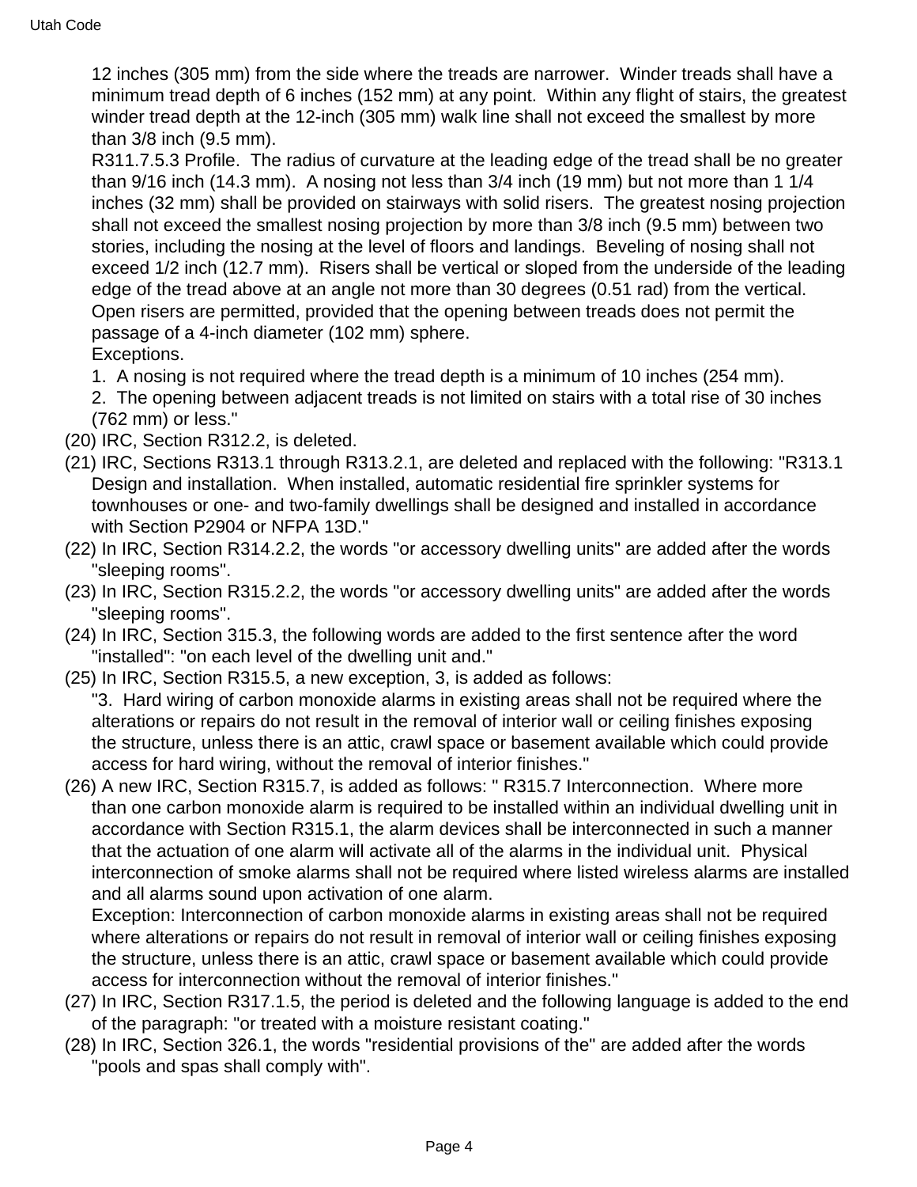12 inches (305 mm) from the side where the treads are narrower. Winder treads shall have a minimum tread depth of 6 inches (152 mm) at any point. Within any flight of stairs, the greatest winder tread depth at the 12-inch (305 mm) walk line shall not exceed the smallest by more than 3/8 inch (9.5 mm).

R311.7.5.3 Profile. The radius of curvature at the leading edge of the tread shall be no greater than 9/16 inch (14.3 mm). A nosing not less than 3/4 inch (19 mm) but not more than 1 1/4 inches (32 mm) shall be provided on stairways with solid risers. The greatest nosing projection shall not exceed the smallest nosing projection by more than 3/8 inch (9.5 mm) between two stories, including the nosing at the level of floors and landings. Beveling of nosing shall not exceed 1/2 inch (12.7 mm). Risers shall be vertical or sloped from the underside of the leading edge of the tread above at an angle not more than 30 degrees (0.51 rad) from the vertical. Open risers are permitted, provided that the opening between treads does not permit the passage of a 4-inch diameter (102 mm) sphere.

Exceptions.

1. A nosing is not required where the tread depth is a minimum of 10 inches (254 mm).
2. The opening between adjacent treads is not limited on stairs with a total rise of 30 inches (762 mm) or less."

(20) IRC, Section R312.2, is deleted.

(21) IRC, Sections R313.1 through R313.2.1, are deleted and replaced with the following: "R313.1 Design and installation. When installed, automatic residential fire sprinkler systems for townhouses or one- and two-family dwellings shall be designed and installed in accordance with Section P2904 or NFPA 13D."

(22) In IRC, Section R314.2.2, the words "or accessory dwelling units" are added after the words "sleeping rooms".

(23) In IRC, Section R315.2.2, the words "or accessory dwelling units" are added after the words "sleeping rooms".

(24) In IRC, Section 315.3, the following words are added to the first sentence after the word "installed": "on each level of the dwelling unit and."

(25) In IRC, Section R315.5, a new exception, 3, is added as follows:

"3. Hard wiring of carbon monoxide alarms in existing areas shall not be required where the alterations or repairs do not result in the removal of interior wall or ceiling finishes exposing the structure, unless there is an attic, crawl space or basement available which could provide access for hard wiring, without the removal of interior finishes."

(26) A new IRC, Section R315.7, is added as follows: " R315.7 Interconnection. Where more than one carbon monoxide alarm is required to be installed within an individual dwelling unit in accordance with Section R315.1, the alarm devices shall be interconnected in such a manner that the actuation of one alarm will activate all of the alarms in the individual unit. Physical interconnection of smoke alarms shall not be required where listed wireless alarms are installed and all alarms sound upon activation of one alarm.

Exception: Interconnection of carbon monoxide alarms in existing areas shall not be required where alterations or repairs do not result in removal of interior wall or ceiling finishes exposing the structure, unless there is an attic, crawl space or basement available which could provide access for interconnection without the removal of interior finishes."

(27) In IRC, Section R317.1.5, the period is deleted and the following language is added to the end of the paragraph: "or treated with a moisture resistant coating."

(28) In IRC, Section 326.1, the words "residential provisions of the" are added after the words "pools and spas shall comply with".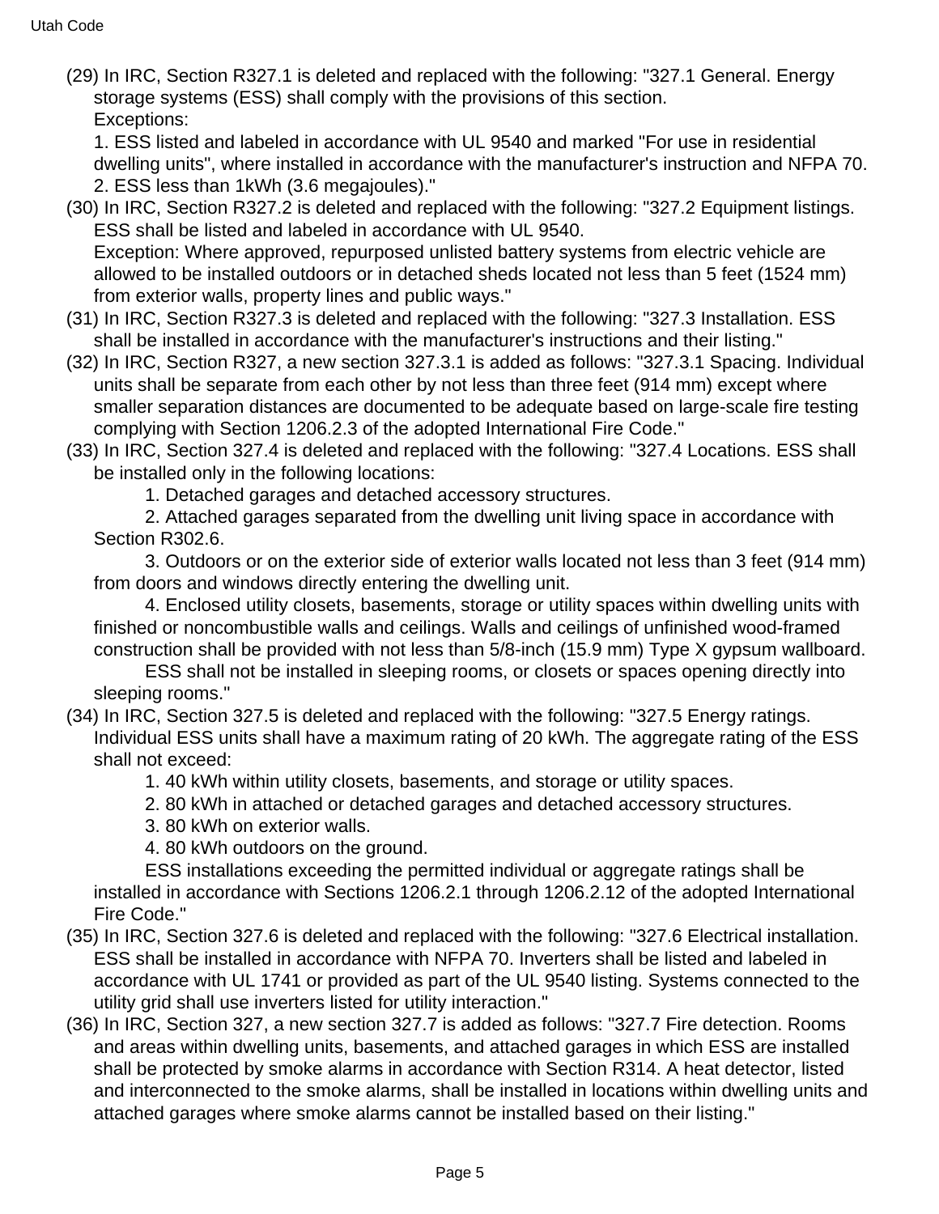(29) In IRC, Section R327.1 is deleted and replaced with the following: "327.1 General. Energy storage systems (ESS) shall comply with the provisions of this section.
Exceptions:
1. ESS listed and labeled in accordance with UL 9540 and marked "For use in residential dwelling units", where installed in accordance with the manufacturer's instruction and NFPA 70.
2. ESS less than 1kWh (3.6 megajoules)."

(30) In IRC, Section R327.2 is deleted and replaced with the following: "327.2 Equipment listings. ESS shall be listed and labeled in accordance with UL 9540.
Exception: Where approved, repurposed unlisted battery systems from electric vehicle are allowed to be installed outdoors or in detached sheds located not less than 5 feet (1524 mm) from exterior walls, property lines and public ways."

(31) In IRC, Section R327.3 is deleted and replaced with the following: "327.3 Installation. ESS shall be installed in accordance with the manufacturer's instructions and their listing."

(32) In IRC, Section R327, a new section 327.3.1 is added as follows: "327.3.1 Spacing. Individual units shall be separate from each other by not less than three feet (914 mm) except where smaller separation distances are documented to be adequate based on large-scale fire testing complying with Section 1206.2.3 of the adopted International Fire Code."

(33) In IRC, Section 327.4 is deleted and replaced with the following: "327.4 Locations. ESS shall be installed only in the following locations:

1. Detached garages and detached accessory structures.
2. Attached garages separated from the dwelling unit living space in accordance with Section R302.6.
3. Outdoors or on the exterior side of exterior walls located not less than 3 feet (914 mm) from doors and windows directly entering the dwelling unit.
4. Enclosed utility closets, basements, storage or utility spaces within dwelling units with finished or noncombustible walls and ceilings. Walls and ceilings of unfinished wood-framed construction shall be provided with not less than 5/8-inch (15.9 mm) Type X gypsum wallboard.

ESS shall not be installed in sleeping rooms, or closets or spaces opening directly into sleeping rooms."

(34) In IRC, Section 327.5 is deleted and replaced with the following: "327.5 Energy ratings. Individual ESS units shall have a maximum rating of 20 kWh. The aggregate rating of the ESS shall not exceed:

1. 40 kWh within utility closets, basements, and storage or utility spaces.
2. 80 kWh in attached or detached garages and detached accessory structures.
3. 80 kWh on exterior walls.
4. 80 kWh outdoors on the ground.

ESS installations exceeding the permitted individual or aggregate ratings shall be installed in accordance with Sections 1206.2.1 through 1206.2.12 of the adopted International Fire Code."

(35) In IRC, Section 327.6 is deleted and replaced with the following: "327.6 Electrical installation. ESS shall be installed in accordance with NFPA 70. Inverters shall be listed and labeled in accordance with UL 1741 or provided as part of the UL 9540 listing. Systems connected to the utility grid shall use inverters listed for utility interaction."

(36) In IRC, Section 327, a new section 327.7 is added as follows: "327.7 Fire detection. Rooms and areas within dwelling units, basements, and attached garages in which ESS are installed shall be protected by smoke alarms in accordance with Section R314. A heat detector, listed and interconnected to the smoke alarms, shall be installed in locations within dwelling units and attached garages where smoke alarms cannot be installed based on their listing."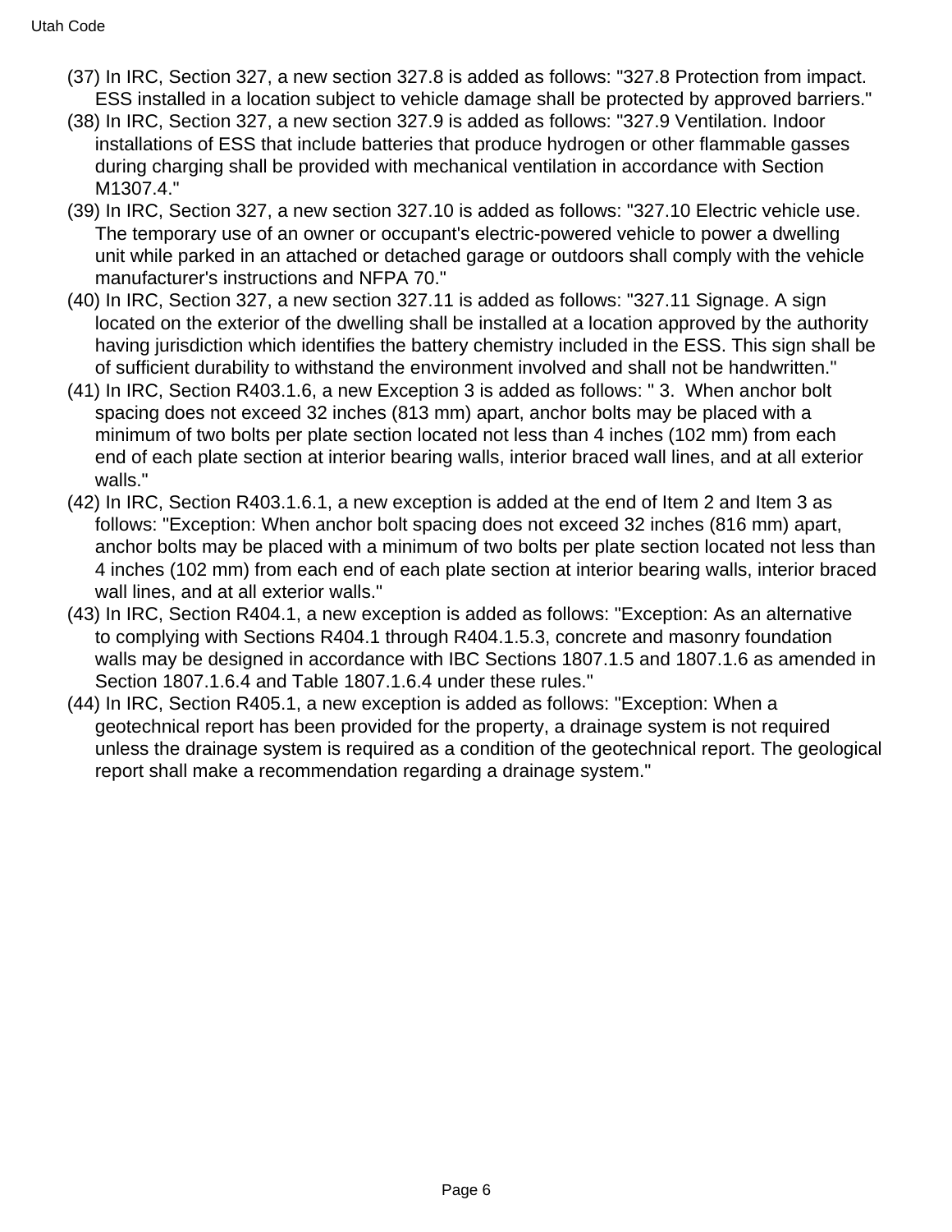(37) In IRC, Section 327, a new section 327.8 is added as follows: "327.8 Protection from impact. ESS installed in a location subject to vehicle damage shall be protected by approved barriers."

(38) In IRC, Section 327, a new section 327.9 is added as follows: "327.9 Ventilation. Indoor installations of ESS that include batteries that produce hydrogen or other flammable gasses during charging shall be provided with mechanical ventilation in accordance with Section M1307.4."

(39) In IRC, Section 327, a new section 327.10 is added as follows: "327.10 Electric vehicle use. The temporary use of an owner or occupant's electric-powered vehicle to power a dwelling unit while parked in an attached or detached garage or outdoors shall comply with the vehicle manufacturer's instructions and NFPA 70."

(40) In IRC, Section 327, a new section 327.11 is added as follows: "327.11 Signage. A sign located on the exterior of the dwelling shall be installed at a location approved by the authority having jurisdiction which identifies the battery chemistry included in the ESS. This sign shall be of sufficient durability to withstand the environment involved and shall not be handwritten."

(41) In IRC, Section R403.1.6, a new Exception 3 is added as follows: " 3. When anchor bolt spacing does not exceed 32 inches (813 mm) apart, anchor bolts may be placed with a minimum of two bolts per plate section located not less than 4 inches (102 mm) from each end of each plate section at interior bearing walls, interior braced wall lines, and at all exterior walls."

(42) In IRC, Section R403.1.6.1, a new exception is added at the end of Item 2 and Item 3 as follows: "Exception: When anchor bolt spacing does not exceed 32 inches (816 mm) apart, anchor bolts may be placed with a minimum of two bolts per plate section located not less than 4 inches (102 mm) from each end of each plate section at interior bearing walls, interior braced wall lines, and at all exterior walls."

(43) In IRC, Section R404.1, a new exception is added as follows: "Exception: As an alternative to complying with Sections R404.1 through R404.1.5.3, concrete and masonry foundation walls may be designed in accordance with IBC Sections 1807.1.5 and 1807.1.6 as amended in Section 1807.1.6.4 and Table 1807.1.6.4 under these rules."

(44) In IRC, Section R405.1, a new exception is added as follows: "Exception: When a geotechnical report has been provided for the property, a drainage system is not required unless the drainage system is required as a condition of the geotechnical report. The geological report shall make a recommendation regarding a drainage system."